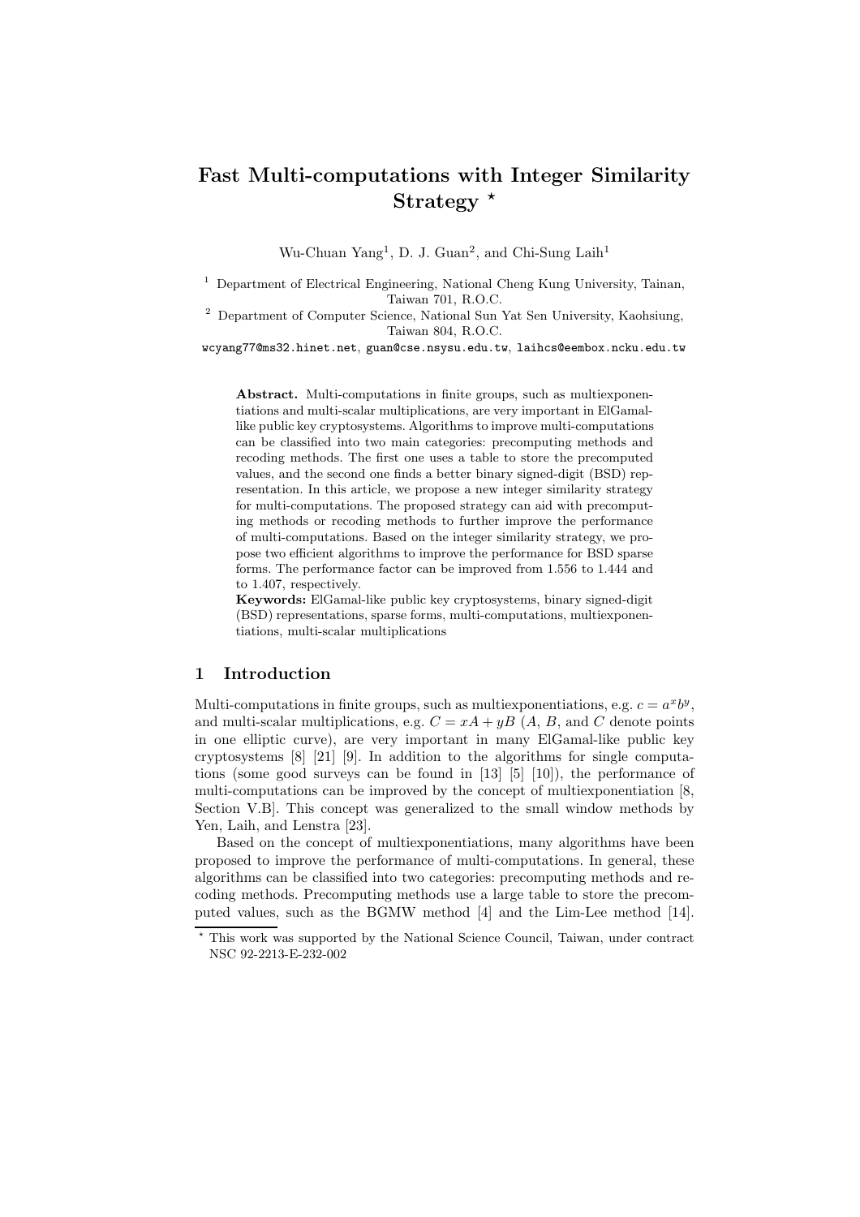# Fast Multi-computations with Integer Similarity Strategy ⋆

Wu-Chuan Yang[1], D. J. Guan[2], and Chi-Sung Laih[1]

[1] Department of Electrical Engineering, National Cheng Kung University, Tainan, Taiwan 701, R.O.C.

[2] Department of Computer Science, National Sun Yat Sen University, Kaohsiung, Taiwan 804, R.O.C.

wcyang77@ms32.hinet.net, guan@cse.nsysu.edu.tw, laihcs@eembox.ncku.edu.tw

**Abstract.** Multi-computations in finite groups, such as multiexponentiations and multi-scalar multiplications, are very important in ElGamal-like public key cryptosystems. Algorithms to improve multi-computations can be classified into two main categories: precomputing methods and recoding methods. The first one uses a table to store the precomputed values, and the second one finds a better binary signed-digit (BSD) representation. In this article, we propose a new integer similarity strategy for multi-computations. The proposed strategy can aid with precomputing methods or recoding methods to further improve the performance of multi-computations. Based on the integer similarity strategy, we propose two efficient algorithms to improve the performance for BSD sparse forms. The performance factor can be improved from 1.556 to 1.444 and to 1.407, respectively.

**Keywords:** ElGamal-like public key cryptosystems, binary signed-digit (BSD) representations, sparse forms, multi-computations, multiexponentiations, multi-scalar multiplications

## 1 Introduction

Multi-computations in finite groups, such as multiexponentiations, e.g. $c = a^x b^y$, and multi-scalar multiplications, e.g. $C = xA + yB$ ($A$, $B$, and $C$ denote points in one elliptic curve), are very important in many ElGamal-like public key cryptosystems [8] [21] [9]. In addition to the algorithms for single computations (some good surveys can be found in [13] [5] [10]), the performance of multi-computations can be improved by the concept of multiexponentiation [8, Section V.B]. This concept was generalized to the small window methods by Yen, Laih, and Lenstra [23].

Based on the concept of multiexponentiations, many algorithms have been proposed to improve the performance of multi-computations. In general, these algorithms can be classified into two categories: precomputing methods and recoding methods. Precomputing methods use a large table to store the precomputed values, such as the BGMW method [4] and the Lim-Lee method [14].

⋆ This work was supported by the National Science Council, Taiwan, under contract NSC 92-2213-E-232-002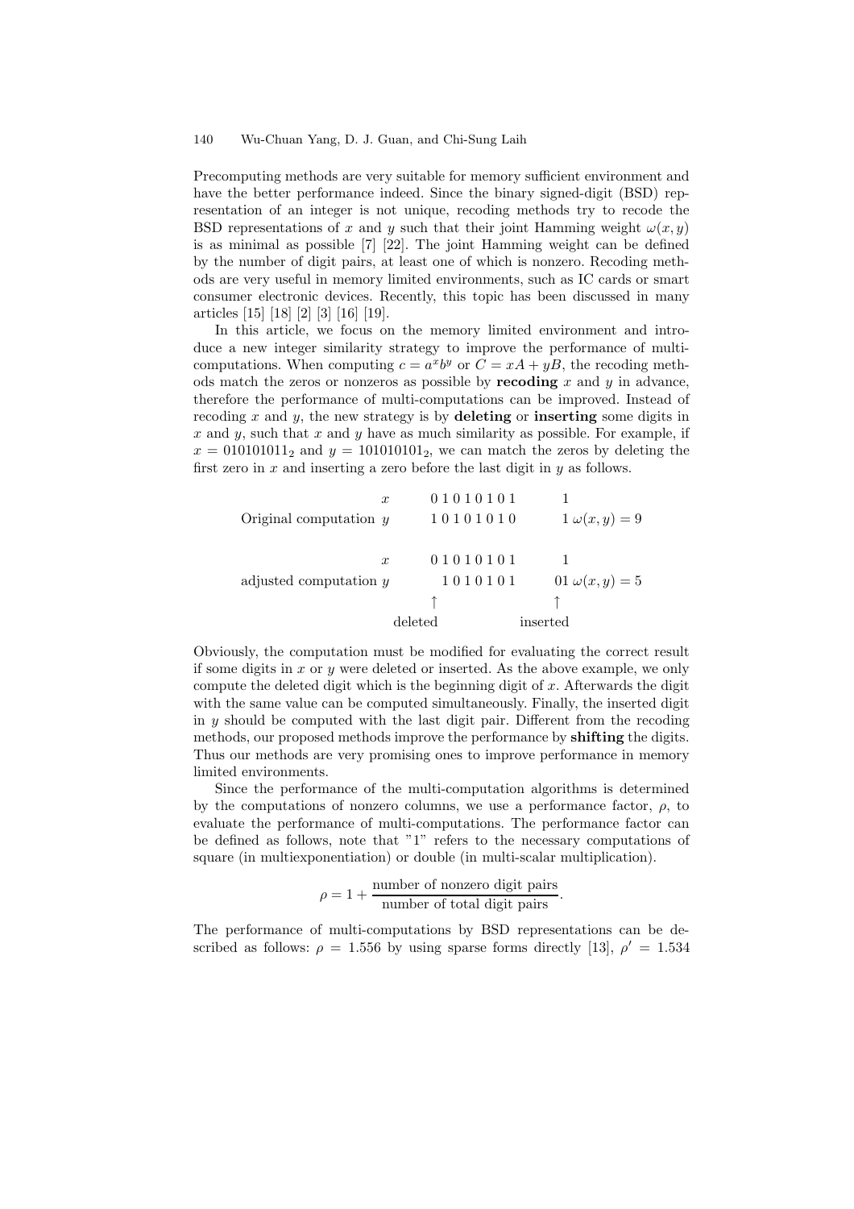Precomputing methods are very suitable for memory sufficient environment and have the better performance indeed. Since the binary signed-digit (BSD) representation of an integer is not unique, recoding methods try to recode the BSD representations of $x$ and $y$ such that their joint Hamming weight $\omega(x, y)$ is as minimal as possible [7] [22]. The joint Hamming weight can be defined by the number of digit pairs, at least one of which is nonzero. Recoding methods are very useful in memory limited environments, such as IC cards or smart consumer electronic devices. Recently, this topic has been discussed in many articles [15] [18] [2] [3] [16] [19].

In this article, we focus on the memory limited environment and introduce a new integer similarity strategy to improve the performance of multi-computations. When computing $c = a^x b^y$ or $C = xA + yB$, the recoding methods match the zeros or nonzeros as possible by **recoding** $x$ and $y$ in advance, therefore the performance of multi-computations can be improved. Instead of recoding $x$ and $y$, the new strategy is by **deleting** or **inserting** some digits in $x$ and $y$, such that $x$ and $y$ have as much similarity as possible. For example, if $x = 010101011_2$ and $y = 101010101_2$, we can match the zeros by deleting the first zero in $x$ and inserting a zero before the last digit in $y$ as follows.

```
                        x    0 1 0 1 0 1 0 1      1
Original computation    y    1 0 1 0 1 0 1 0      1   ω(x,y) = 9

                        x    0 1 0 1 0 1 0 1      1
adjusted computation    y      1 0 1 0 1 0 1     01   ω(x,y) = 5
                             ↑                    ↑
                          deleted              inserted
```

Obviously, the computation must be modified for evaluating the correct result if some digits in $x$ or $y$ were deleted or inserted. As the above example, we only compute the deleted digit which is the beginning digit of $x$. Afterwards the digit with the same value can be computed simultaneously. Finally, the inserted digit in $y$ should be computed with the last digit pair. Different from the recoding methods, our proposed methods improve the performance by **shifting** the digits. Thus our methods are very promising ones to improve performance in memory limited environments.

Since the performance of the multi-computation algorithms is determined by the computations of nonzero columns, we use a performance factor, $\rho$, to evaluate the performance of multi-computations. The performance factor can be defined as follows, note that "1" refers to the necessary computations of square (in multiexponentiation) or double (in multi-scalar multiplication).

$$\rho = 1 + \frac{\text{number of nonzero digit pairs}}{\text{number of total digit pairs}}.$$

The performance of multi-computations by BSD representations can be described as follows: $\rho = 1.556$ by using sparse forms directly [13], $\rho' = 1.534$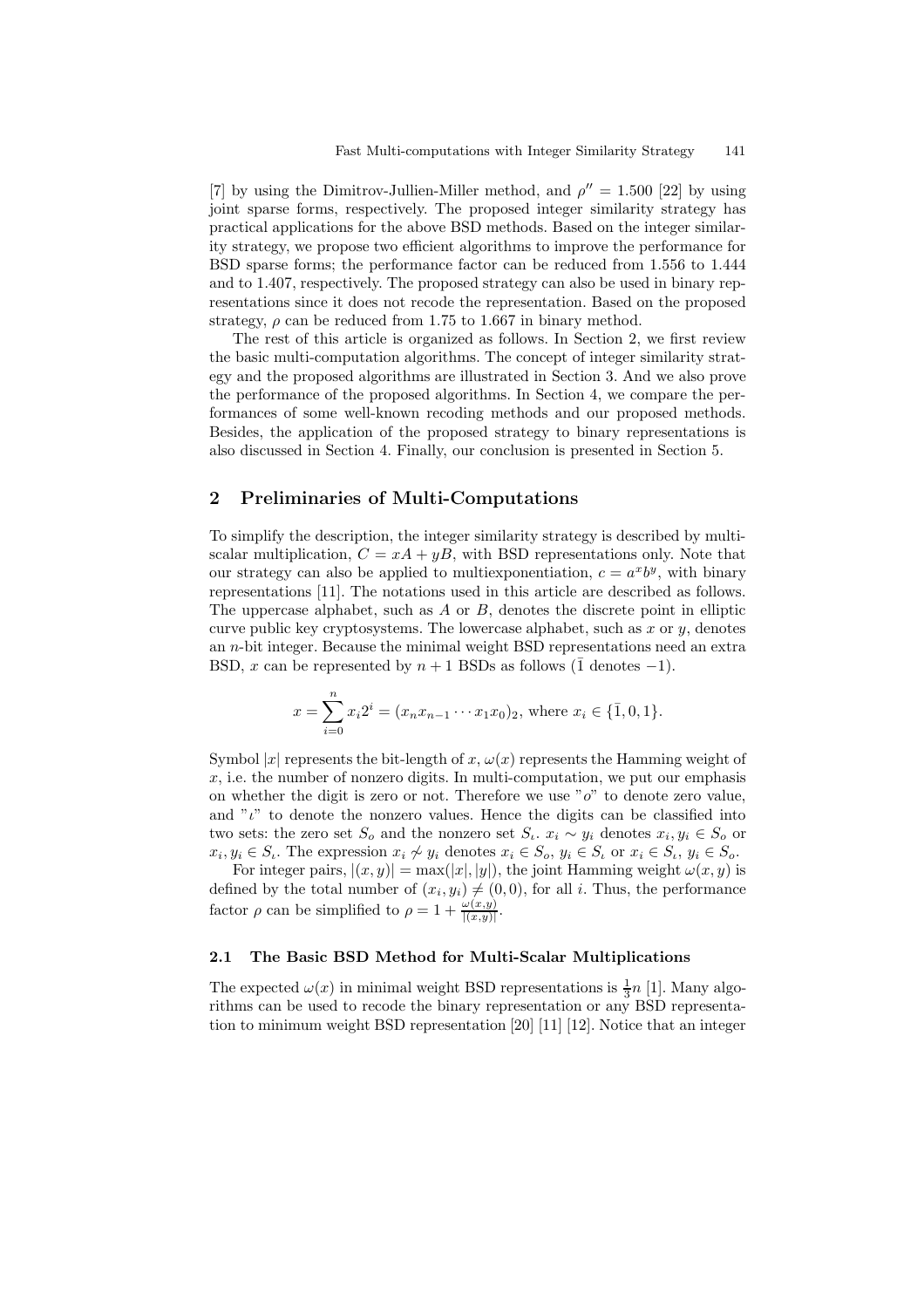[7] by using the Dimitrov-Jullien-Miller method, and $\rho'' = 1.500$ [22] by using joint sparse forms, respectively. The proposed integer similarity strategy has practical applications for the above BSD methods. Based on the integer similarity strategy, we propose two efficient algorithms to improve the performance for BSD sparse forms; the performance factor can be reduced from 1.556 to 1.444 and to 1.407, respectively. The proposed strategy can also be used in binary representations since it does not recode the representation. Based on the proposed strategy, $\rho$ can be reduced from 1.75 to 1.667 in binary method.

The rest of this article is organized as follows. In Section 2, we first review the basic multi-computation algorithms. The concept of integer similarity strategy and the proposed algorithms are illustrated in Section 3. And we also prove the performance of the proposed algorithms. In Section 4, we compare the performances of some well-known recoding methods and our proposed methods. Besides, the application of the proposed strategy to binary representations is also discussed in Section 4. Finally, our conclusion is presented in Section 5.

## 2 Preliminaries of Multi-Computations

To simplify the description, the integer similarity strategy is described by multi-scalar multiplication, $C = xA + yB$, with BSD representations only. Note that our strategy can also be applied to multiexponentiation, $c = a^x b^y$, with binary representations [11]. The notations used in this article are described as follows. The uppercase alphabet, such as $A$ or $B$, denotes the discrete point in elliptic curve public key cryptosystems. The lowercase alphabet, such as $x$ or $y$, denotes an $n$-bit integer. Because the minimal weight BSD representations need an extra BSD, $x$ can be represented by $n+1$ BSDs as follows ($\bar{1}$ denotes $-1$).

$$x = \sum_{i=0}^{n} x_i 2^i = (x_n x_{n-1} \cdots x_1 x_0)_2, \text{ where } x_i \in \{\bar{1}, 0, 1\}.$$

Symbol $|x|$ represents the bit-length of $x$, $\omega(x)$ represents the Hamming weight of $x$, i.e. the number of nonzero digits. In multi-computation, we put our emphasis on whether the digit is zero or not. Therefore we use "$o$" to denote zero value, and "$\iota$" to denote the nonzero values. Hence the digits can be classified into two sets: the zero set $S_o$ and the nonzero set $S_\iota$. $x_i \sim y_i$ denotes $x_i, y_i \in S_o$ or $x_i, y_i \in S_\iota$. The expression $x_i \not\sim y_i$ denotes $x_i \in S_o$, $y_i \in S_\iota$ or $x_i \in S_\iota$, $y_i \in S_o$.

For integer pairs, $|(x, y)| = \max(|x|, |y|)$, the joint Hamming weight $\omega(x, y)$ is defined by the total number of $(x_i, y_i) \neq (0, 0)$, for all $i$. Thus, the performance factor $\rho$ can be simplified to $\rho = 1 + \frac{\omega(x,y)}{|(x,y)|}$.

### 2.1 The Basic BSD Method for Multi-Scalar Multiplications

The expected $\omega(x)$ in minimal weight BSD representations is $\frac{1}{3}n$ [1]. Many algorithms can be used to recode the binary representation or any BSD representation to minimum weight BSD representation [20] [11] [12]. Notice that an integer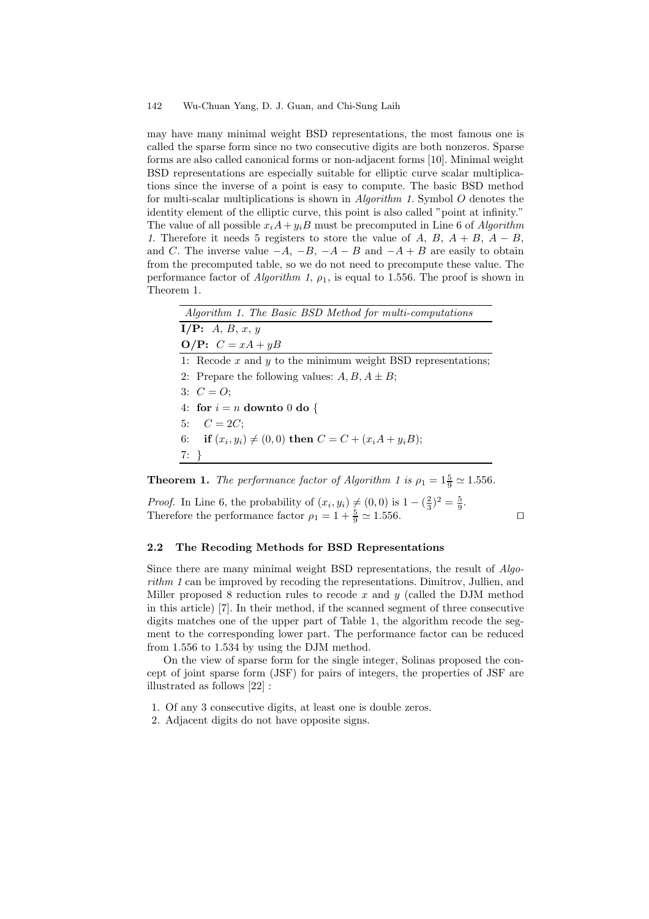may have many minimal weight BSD representations, the most famous one is called the sparse form since no two consecutive digits are both nonzeros. Sparse forms are also called canonical forms or non-adjacent forms [10]. Minimal weight BSD representations are especially suitable for elliptic curve scalar multiplications since the inverse of a point is easy to compute. The basic BSD method for multi-scalar multiplications is shown in *Algorithm 1*. Symbol $O$ denotes the identity element of the elliptic curve, this point is also called "point at infinity." The value of all possible $x_iA + y_iB$ must be precomputed in Line 6 of *Algorithm 1*. Therefore it needs 5 registers to store the value of $A$, $B$, $A + B$, $A - B$, and $C$. The inverse value $-A$, $-B$, $-A - B$ and $-A + B$ are easily to obtain from the precomputed table, so we do not need to precompute these value. The performance factor of *Algorithm 1*, $\rho_1$, is equal to 1.556. The proof is shown in Theorem 1.

*Algorithm 1. The Basic BSD Method for multi-computations*

**I/P:** $A$, $B$, $x$, $y$

**O/P:** $C = xA + yB$

1: Recode $x$ and $y$ to the minimum weight BSD representations;
2: Prepare the following values: $A, B, A \pm B$;
3: $C = O$;
4: **for** $i = n$ **downto** 0 **do** {
5: $\quad C = 2C$;
6: $\quad$ **if** $(x_i, y_i) \neq (0, 0)$ **then** $C = C + (x_iA + y_iB)$;
7: }

**Theorem 1.** *The performance factor of Algorithm 1 is* $\rho_1 = 1\frac{5}{9} \simeq 1.556$.

*Proof.* In Line 6, the probability of $(x_i, y_i) \neq (0, 0)$ is $1 - (\frac{2}{3})^2 = \frac{5}{9}$. Therefore the performance factor $\rho_1 = 1 + \frac{5}{9} \simeq 1.556$. □

### 2.2 The Recoding Methods for BSD Representations

Since there are many minimal weight BSD representations, the result of *Algorithm 1* can be improved by recoding the representations. Dimitrov, Jullien, and Miller proposed 8 reduction rules to recode $x$ and $y$ (called the DJM method in this article) [7]. In their method, if the scanned segment of three consecutive digits matches one of the upper part of Table 1, the algorithm recode the segment to the corresponding lower part. The performance factor can be reduced from 1.556 to 1.534 by using the DJM method.

On the view of sparse form for the single integer, Solinas proposed the concept of joint sparse form (JSF) for pairs of integers, the properties of JSF are illustrated as follows [22] :

1. Of any 3 consecutive digits, at least one is double zeros.
2. Adjacent digits do not have opposite signs.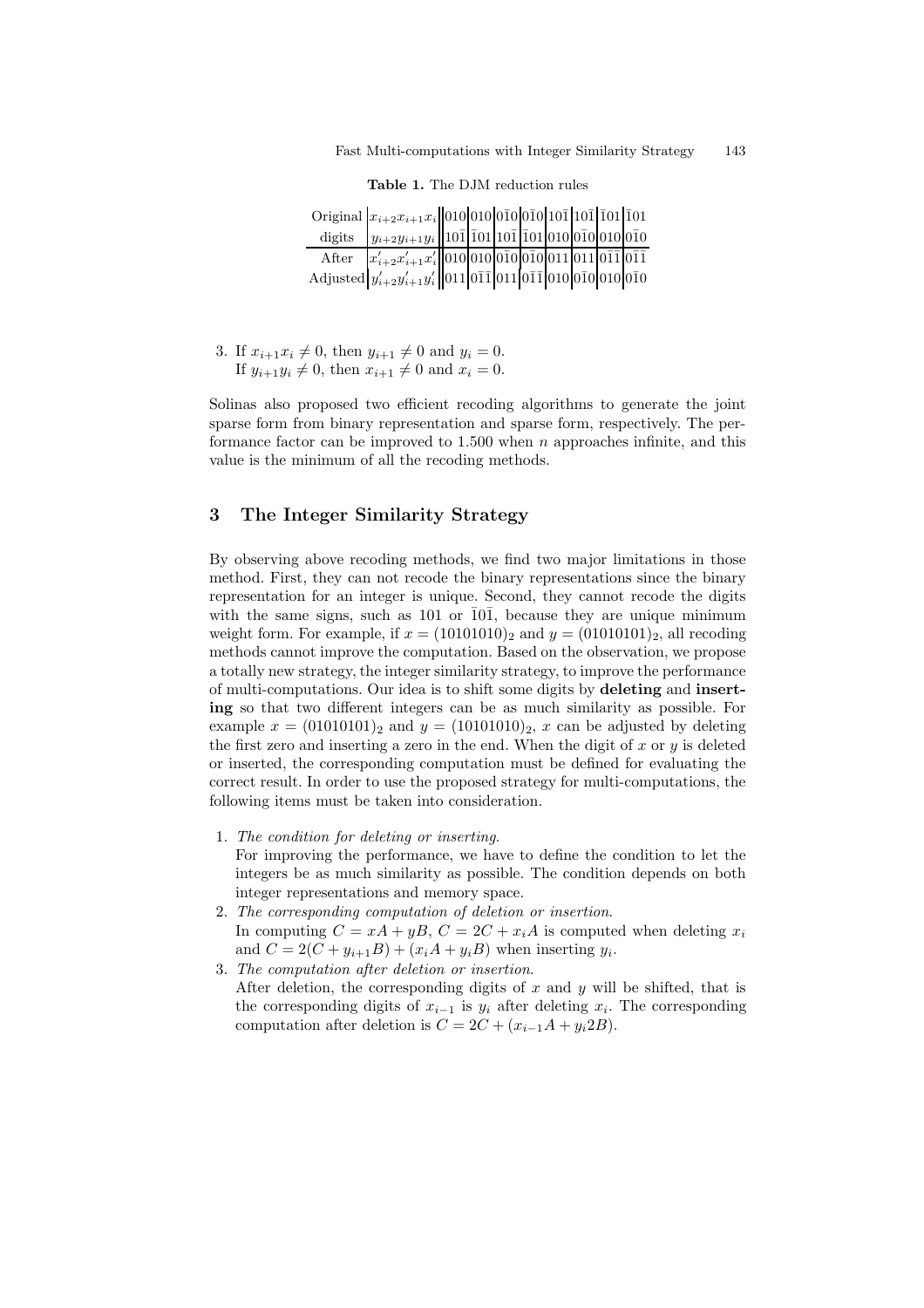**Table 1.** The DJM reduction rules

| | | | | | | | | | |
|---|---|---|---|---|---|---|---|---|---|
| Original | $x_{i+2}x_{i+1}x_i$ | 010 | 010 | $0\bar{1}0$ | $0\bar{1}0$ | $10\bar{1}$ | $10\bar{1}$ | $\bar{1}01$ | $\bar{1}01$ |
| digits | $y_{i+2}y_{i+1}y_i$ | $10\bar{1}$ | $\bar{1}01$ | $10\bar{1}$ | $\bar{1}01$ | 010 | $0\bar{1}0$ | 010 | $0\bar{1}0$ |
| After | $x'_{i+2}x'_{i+1}x'_i$ | 010 | 010 | $0\bar{1}0$ | $0\bar{1}0$ | 011 | 011 | $0\bar{1}\bar{1}$ | $0\bar{1}\bar{1}$ |
| Adjusted | $y'_{i+2}y'_{i+1}y'_i$ | 011 | $0\bar{1}\bar{1}$ | 011 | $0\bar{1}\bar{1}$ | 010 | $0\bar{1}0$ | 010 | $0\bar{1}0$ |

3. If $x_{i+1}x_i \neq 0$, then $y_{i+1} \neq 0$ and $y_i = 0$.
   If $y_{i+1}y_i \neq 0$, then $x_{i+1} \neq 0$ and $x_i = 0$.

Solinas also proposed two efficient recoding algorithms to generate the joint sparse form from binary representation and sparse form, respectively. The performance factor can be improved to 1.500 when $n$ approaches infinite, and this value is the minimum of all the recoding methods.

## 3 The Integer Similarity Strategy

By observing above recoding methods, we find two major limitations in those method. First, they can not recode the binary representations since the binary representation for an integer is unique. Second, they cannot recode the digits with the same signs, such as 101 or $\bar{1}0\bar{1}$, because they are unique minimum weight form. For example, if $x = (10101010)_2$ and $y = (01010101)_2$, all recoding methods cannot improve the computation. Based on the observation, we propose a totally new strategy, the integer similarity strategy, to improve the performance of multi-computations. Our idea is to shift some digits by **deleting** and **inserting** so that two different integers can be as much similarity as possible. For example $x = (01010101)_2$ and $y = (10101010)_2$, $x$ can be adjusted by deleting the first zero and inserting a zero in the end. When the digit of $x$ or $y$ is deleted or inserted, the corresponding computation must be defined for evaluating the correct result. In order to use the proposed strategy for multi-computations, the following items must be taken into consideration.

1. *The condition for deleting or inserting.*
   For improving the performance, we have to define the condition to let the integers be as much similarity as possible. The condition depends on both integer representations and memory space.
2. *The corresponding computation of deletion or insertion.*
   In computing $C = xA + yB$, $C = 2C + x_iA$ is computed when deleting $x_i$ and $C = 2(C + y_{i+1}B) + (x_iA + y_iB)$ when inserting $y_i$.
3. *The computation after deletion or insertion.*
   After deletion, the corresponding digits of $x$ and $y$ will be shifted, that is the corresponding digits of $x_{i-1}$ is $y_i$ after deleting $x_i$. The corresponding computation after deletion is $C = 2C + (x_{i-1}A + y_i2B)$.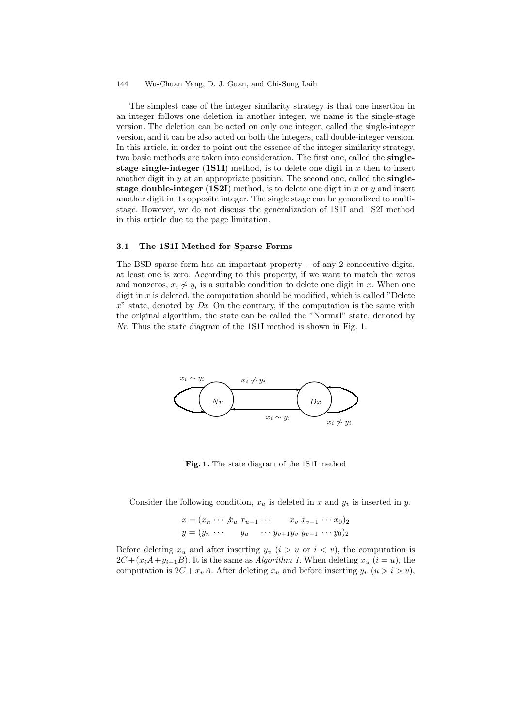The simplest case of the integer similarity strategy is that one insertion in an integer follows one deletion in another integer, we name it the single-stage version. The deletion can be acted on only one integer, called the single-integer version, and it can be also acted on both the integers, call double-integer version. In this article, in order to point out the essence of the integer similarity strategy, two basic methods are taken into consideration. The first one, called the **single-stage single-integer** (**1S1I**) method, is to delete one digit in $x$ then to insert another digit in $y$ at an appropriate position. The second one, called the **single-stage double-integer** (**1S2I**) method, is to delete one digit in $x$ or $y$ and insert another digit in its opposite integer. The single stage can be generalized to multi-stage. However, we do not discuss the generalization of 1S1I and 1S2I method in this article due to the page limitation.

### 3.1 The 1S1I Method for Sparse Forms

The BSD sparse form has an important property – of any 2 consecutive digits, at least one is zero. According to this property, if we want to match the zeros and nonzeros, $x_i \not\sim y_i$ is a suitable condition to delete one digit in $x$. When one digit in $x$ is deleted, the computation should be modified, which is called "Delete $x$" state, denoted by $Dx$. On the contrary, if the computation is the same with the original algorithm, the state can be called the "Normal" state, denoted by $Nr$. Thus the state diagram of the 1S1I method is shown in Fig. 1.

**Fig. 1.** The state diagram of the 1S1I method

Consider the following condition, $x_u$ is deleted in $x$ and $y_v$ is inserted in $y$.

$$x = (x_n \cdots \not{x}_u \; x_{u-1} \cdots \qquad x_v \; x_{v-1} \cdots x_0)_2$$
$$y = (y_n \cdots \qquad y_u \qquad \cdots y_{v+1} y_v \; y_{v-1} \cdots y_0)_2$$

Before deleting $x_u$ and after inserting $y_v$ ($i > u$ or $i < v$), the computation is $2C+(x_iA+y_{i+1}B)$. It is the same as *Algorithm 1.* When deleting $x_u$ ($i = u$), the computation is $2C + x_uA$. After deleting $x_u$ and before inserting $y_v$ ($u > i > v$),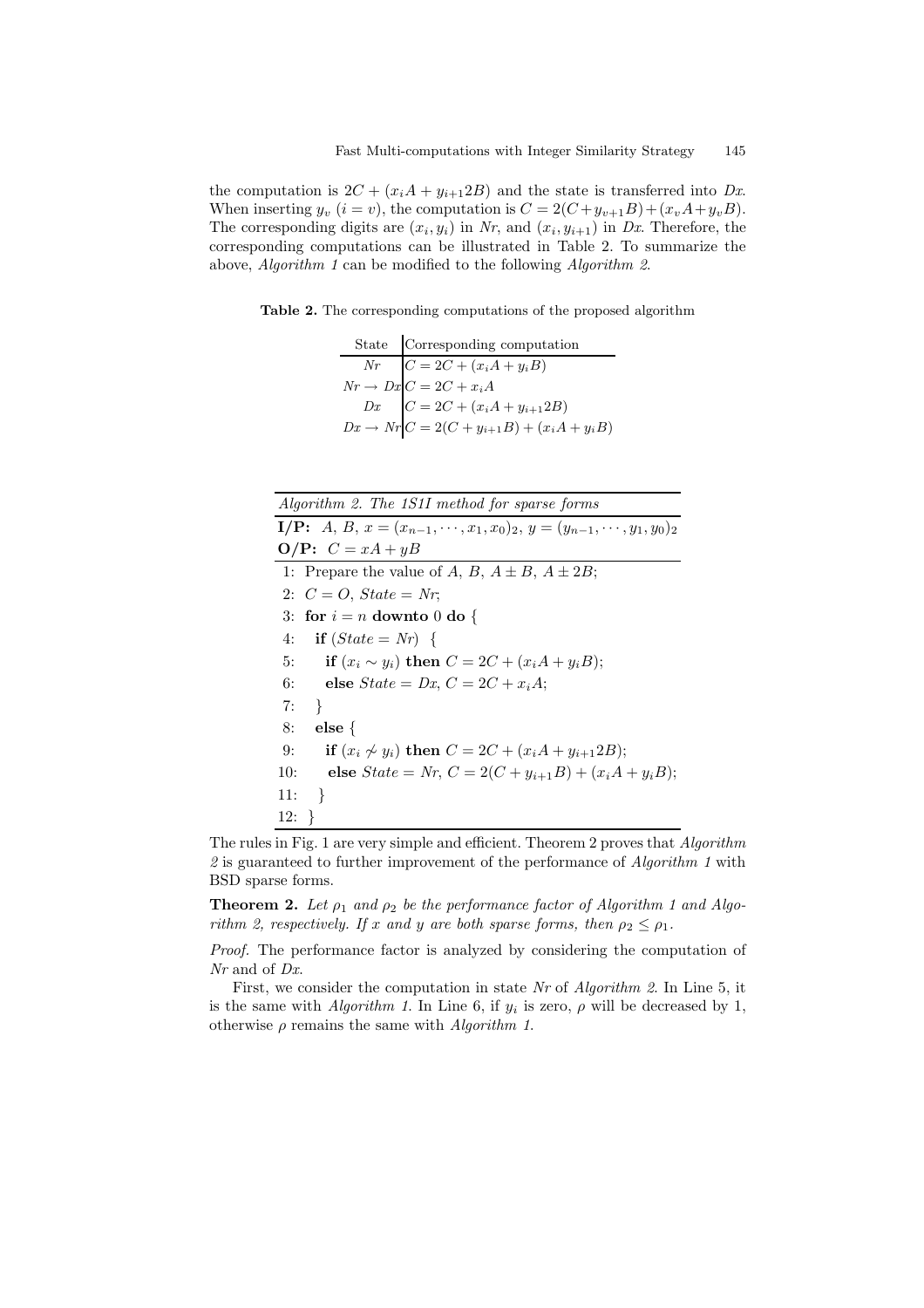the computation is $2C + (x_iA + y_{i+1}2B)$ and the state is transferred into $Dx$. When inserting $y_v$ ($i = v$), the computation is $C = 2(C+y_{v+1}B)+(x_vA+y_vB)$. The corresponding digits are $(x_i, y_i)$ in $Nr$, and $(x_i, y_{i+1})$ in $Dx$. Therefore, the corresponding computations can be illustrated in Table 2. To summarize the above, *Algorithm 1* can be modified to the following *Algorithm 2*.

**Table 2.** The corresponding computations of the proposed algorithm

| State | Corresponding computation |
|---|---|
| $Nr$ | $C = 2C + (x_iA + y_iB)$ |
| $Nr \rightarrow Dx$ | $C = 2C + x_iA$ |
| $Dx$ | $C = 2C + (x_iA + y_{i+1}2B)$ |
| $Dx \rightarrow Nr$ | $C = 2(C + y_{i+1}B) + (x_iA + y_iB)$ |

*Algorithm 2. The 1S1I method for sparse forms*

**I/P:** $A$, $B$, $x = (x_{n-1}, \cdots, x_1, x_0)_2$, $y = (y_{n-1}, \cdots, y_1, y_0)_2$
**O/P:** $C = xA + yB$

```
1: Prepare the value of A, B, A ± B, A ± 2B;
2: C = O, State = Nr;
3: for i = n downto 0 do {
4:   if (State = Nr) {
5:     if (x_i ~ y_i) then C = 2C + (x_i A + y_i B);
6:     else State = Dx, C = 2C + x_i A;
7:   }
8:   else {
9:     if (x_i ≁ y_i) then C = 2C + (x_i A + y_{i+1} 2B);
10:    else State = Nr, C = 2(C + y_{i+1} B) + (x_i A + y_i B);
11:  }
12: }
```

The rules in Fig. 1 are very simple and efficient. Theorem 2 proves that *Algorithm 2* is guaranteed to further improvement of the performance of *Algorithm 1* with BSD sparse forms.

**Theorem 2.** *Let $\rho_1$ and $\rho_2$ be the performance factor of Algorithm 1 and Algorithm 2, respectively. If $x$ and $y$ are both sparse forms, then $\rho_2 \leq \rho_1$.*

*Proof.* The performance factor is analyzed by considering the computation of $Nr$ and of $Dx$.

First, we consider the computation in state $Nr$ of *Algorithm 2*. In Line 5, it is the same with *Algorithm 1*. In Line 6, if $y_i$ is zero, $\rho$ will be decreased by 1, otherwise $\rho$ remains the same with *Algorithm 1*.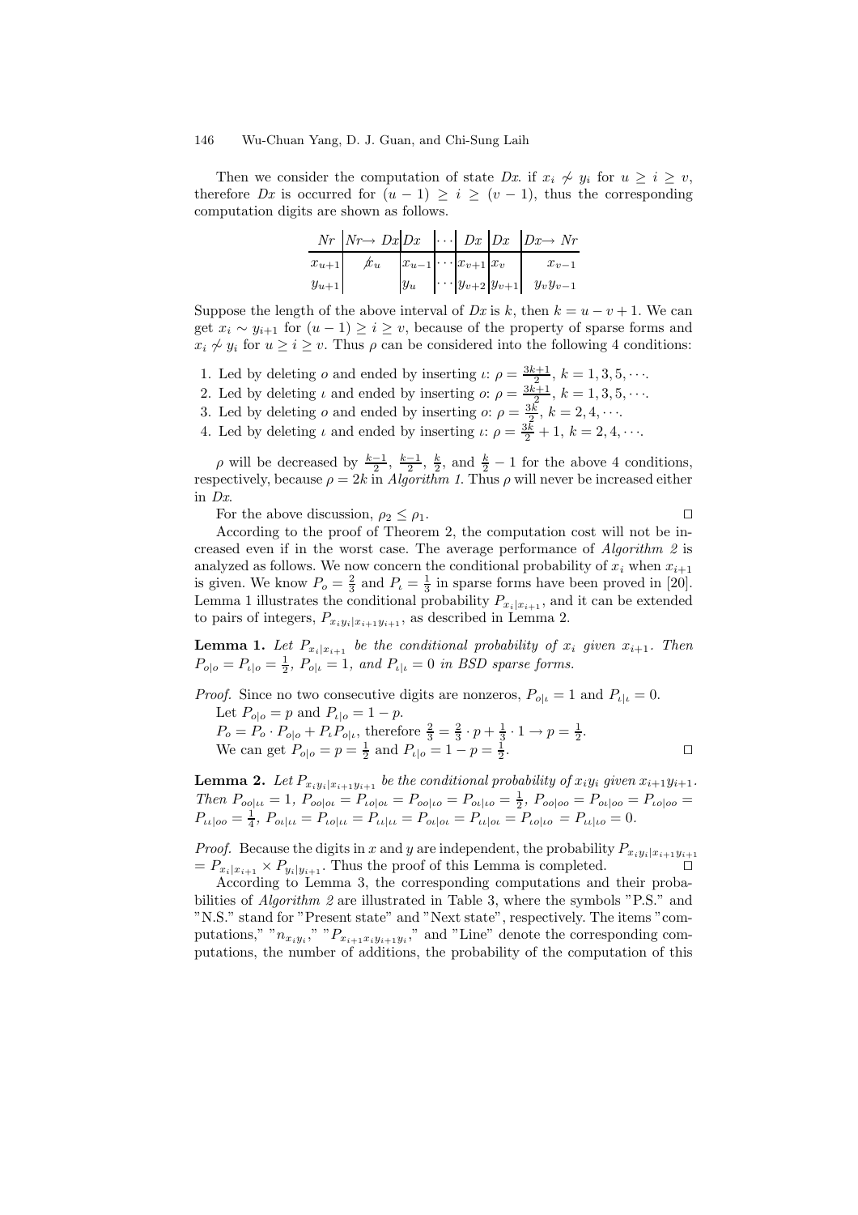Then we consider the computation of state $Dx$. if $x_i \not\sim y_i$ for $u \geq i \geq v$, therefore $Dx$ is occurred for $(u-1) \geq i \geq (v-1)$, thus the corresponding computation digits are shown as follows.

| $Nr$ | $Nr\rightarrow Dx$ | $Dx$ | $\cdots$ | $Dx$ | $Dx$ | $Dx\rightarrow Nr$ |
|---|---|---|---|---|---|---|
| $x_{u+1}$ | $\not{x}_u$ | $x_{u-1}$ | $\cdots$ | $x_{v+1}$ | $x_v$ | $x_{v-1}$ |
| $y_{u+1}$ | | $y_u$ | $\cdots$ | $y_{v+2}$ | $y_{v+1}$ | $y_v y_{v-1}$ |

Suppose the length of the above interval of $Dx$ is $k$, then $k = u - v + 1$. We can get $x_i \sim y_{i+1}$ for $(u-1) \geq i \geq v$, because of the property of sparse forms and $x_i \not\sim y_i$ for $u \geq i \geq v$. Thus $\rho$ can be considered into the following 4 conditions:

1. Led by deleting $o$ and ended by inserting $\iota$: $\rho = \frac{3k+1}{2}$, $k = 1, 3, 5, \cdots$.
2. Led by deleting $\iota$ and ended by inserting $o$: $\rho = \frac{3k+1}{2}$, $k = 1, 3, 5, \cdots$.
3. Led by deleting $o$ and ended by inserting $o$: $\rho = \frac{3k}{2}$, $k = 2, 4, \cdots$.
4. Led by deleting $\iota$ and ended by inserting $\iota$: $\rho = \frac{3k}{2} + 1$, $k = 2, 4, \cdots$.

$\rho$ will be decreased by $\frac{k-1}{2}$, $\frac{k-1}{2}$, $\frac{k}{2}$, and $\frac{k}{2} - 1$ for the above 4 conditions, respectively, because $\rho = 2k$ in *Algorithm 1*. Thus $\rho$ will never be increased either in $Dx$.

For the above discussion, $\rho_2 \leq \rho_1$. □

According to the proof of Theorem 2, the computation cost will not be increased even if in the worst case. The average performance of *Algorithm 2* is analyzed as follows. We now concern the conditional probability of $x_i$ when $x_{i+1}$ is given. We know $P_o = \frac{2}{3}$ and $P_\iota = \frac{1}{3}$ in sparse forms have been proved in [20]. Lemma 1 illustrates the conditional probability $P_{x_i|x_{i+1}}$, and it can be extended to pairs of integers, $P_{x_iy_i|x_{i+1}y_{i+1}}$, as described in Lemma 2.

**Lemma 1.** *Let $P_{x_i|x_{i+1}}$ be the conditional probability of $x_i$ given $x_{i+1}$. Then $P_{o|o} = P_{\iota|o} = \frac{1}{2}$, $P_{o|\iota} = 1$, and $P_{\iota|\iota} = 0$ in BSD sparse forms.*

*Proof.* Since no two consecutive digits are nonzeros, $P_{o|\iota} = 1$ and $P_{\iota|\iota} = 0$.
Let $P_{o|o} = p$ and $P_{\iota|o} = 1 - p$.
$P_o = P_o \cdot P_{o|o} + P_\iota P_{o|\iota}$, therefore $\frac{2}{3} = \frac{2}{3} \cdot p + \frac{1}{3} \cdot 1 \rightarrow p = \frac{1}{2}$.
We can get $P_{o|o} = p = \frac{1}{2}$ and $P_{\iota|o} = 1 - p = \frac{1}{2}$. □

**Lemma 2.** *Let $P_{x_iy_i|x_{i+1}y_{i+1}}$ be the conditional probability of $x_iy_i$ given $x_{i+1}y_{i+1}$. Then $P_{oo|\iota\iota} = 1$, $P_{oo|o\iota} = P_{\iota o|o\iota} = P_{oo|\iota o} = P_{o\iota|\iota o} = \frac{1}{2}$, $P_{oo|oo} = P_{o\iota|oo} = P_{\iota o|oo} = P_{\iota\iota|oo} = \frac{1}{4}$, $P_{o\iota|\iota\iota} = P_{\iota o|\iota\iota} = P_{\iota\iota|\iota\iota} = P_{o\iota|o\iota} = P_{\iota\iota|o\iota} = P_{\iota o|\iota o} = P_{\iota\iota|\iota o} = 0$.*

*Proof.* Because the digits in $x$ and $y$ are independent, the probability $P_{x_iy_i|x_{i+1}y_{i+1}} = P_{x_i|x_{i+1}} \times P_{y_i|y_{i+1}}$. Thus the proof of this Lemma is completed. □

According to Lemma 3, the corresponding computations and their probabilities of *Algorithm 2* are illustrated in Table 3, where the symbols "P.S." and "N.S." stand for "Present state" and "Next state", respectively. The items "computations," "$n_{x_iy_i}$," "$P_{x_{i+1}x_iy_{i+1}y_i}$," and "Line" denote the corresponding computations, the number of additions, the probability of the computation of this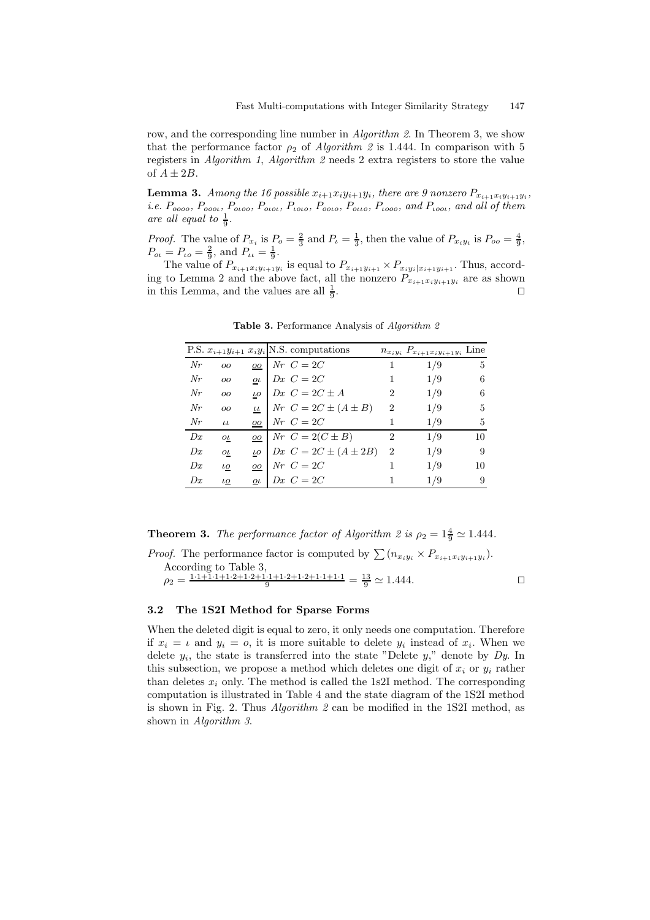row, and the corresponding line number in *Algorithm 2*. In Theorem 3, we show that the performance factor $\rho_2$ of *Algorithm 2* is 1.444. In comparison with 5 registers in *Algorithm 1*, *Algorithm 2* needs 2 extra registers to store the value of $A \pm 2B$.

**Lemma 3.** *Among the 16 possible $x_{i+1}x_iy_{i+1}y_i$, there are 9 nonzero $P_{x_{i+1}x_iy_{i+1}y_i}$, i.e. $P_{oooo}$, $P_{oooι}$, $P_{oιoo}$, $P_{oιoι}$, $P_{ιoιo}$, $P_{ooιo}$, $P_{oιιo}$, $P_{ιooo}$, and $P_{ιooι}$, and all of them are all equal to $\frac{1}{9}$.*

*Proof.* The value of $P_{x_i}$ is $P_o = \frac{2}{3}$ and $P_ι = \frac{1}{3}$, then the value of $P_{x_iy_i}$ is $P_{oo} = \frac{4}{9}$, $P_{oι} = P_{ιo} = \frac{2}{9}$, and $P_{ιι} = \frac{1}{9}$.

The value of $P_{x_{i+1}x_iy_{i+1}y_i}$ is equal to $P_{x_{i+1}y_{i+1}} \times P_{x_iy_i|x_{i+1}y_{i+1}}$. Thus, according to Lemma 2 and the above fact, all the nonzero $P_{x_{i+1}x_iy_{i+1}y_i}$ are as shown in this Lemma, and the values are all $\frac{1}{9}$. □

**Table 3.** Performance Analysis of *Algorithm 2*

| P.S. | $x_{i+1}y_{i+1}$ | $x_iy_i$ | N.S. computations | $n_{x_iy_i}$ | $P_{x_{i+1}x_iy_{i+1}y_i}$ | Line |
|---|---|---|---|---|---|---|
| $Nr$ | $oo$ | $\underline{oo}$ | $Nr\ C = 2C$ | 1 | 1/9 | 5 |
| $Nr$ | $oo$ | $\underline{o}ι$ | $Dx\ C = 2C$ | 1 | 1/9 | 6 |
| $Nr$ | $oo$ | $\underline{ι}o$ | $Dx\ C = 2C \pm A$ | 2 | 1/9 | 6 |
| $Nr$ | $oo$ | $\underline{ιι}$ | $Nr\ C = 2C \pm (A \pm B)$ | 2 | 1/9 | 5 |
| $Nr$ | $ιι$ | $\underline{oo}$ | $Nr\ C = 2C$ | 1 | 1/9 | 5 |
| $Dx$ | $o\underline{ι}$ | $\underline{oo}$ | $Nr\ C = 2(C \pm B)$ | 2 | 1/9 | 10 |
| $Dx$ | $o\underline{ι}$ | $\underline{ι}o$ | $Dx\ C = 2C \pm (A \pm 2B)$ | 2 | 1/9 | 9 |
| $Dx$ | $ι\underline{o}$ | $\underline{oo}$ | $Nr\ C = 2C$ | 1 | 1/9 | 10 |
| $Dx$ | $ι\underline{o}$ | $\underline{o}ι$ | $Dx\ C = 2C$ | 1 | 1/9 | 9 |

**Theorem 3.** *The performance factor of Algorithm 2 is $\rho_2 = 1\frac{4}{9} \simeq 1.444$.*

*Proof.* The performance factor is computed by $\sum(n_{x_iy_i} \times P_{x_{i+1}x_iy_{i+1}y_i})$.

According to Table 3,

$\rho_2 = \frac{1 \cdot 1+1 \cdot 1+1 \cdot 2+1 \cdot 2+1 \cdot 1+1 \cdot 2+1 \cdot 2+1 \cdot 1+1 \cdot 1}{9} = \frac{13}{9} \simeq 1.444.$ □

### 3.2 The 1S2I Method for Sparse Forms

When the deleted digit is equal to zero, it only needs one computation. Therefore if $x_i = ι$ and $y_i = o$, it is more suitable to delete $y_i$ instead of $x_i$. When we delete $y_i$, the state is transferred into the state "Delete $y$," denote by $Dy$. In this subsection, we propose a method which deletes one digit of $x_i$ or $y_i$ rather than deletes $x_i$ only. The method is called the 1s2I method. The corresponding computation is illustrated in Table 4 and the state diagram of the 1S2I method is shown in Fig. 2. Thus *Algorithm 2* can be modified in the 1S2I method, as shown in *Algorithm 3*.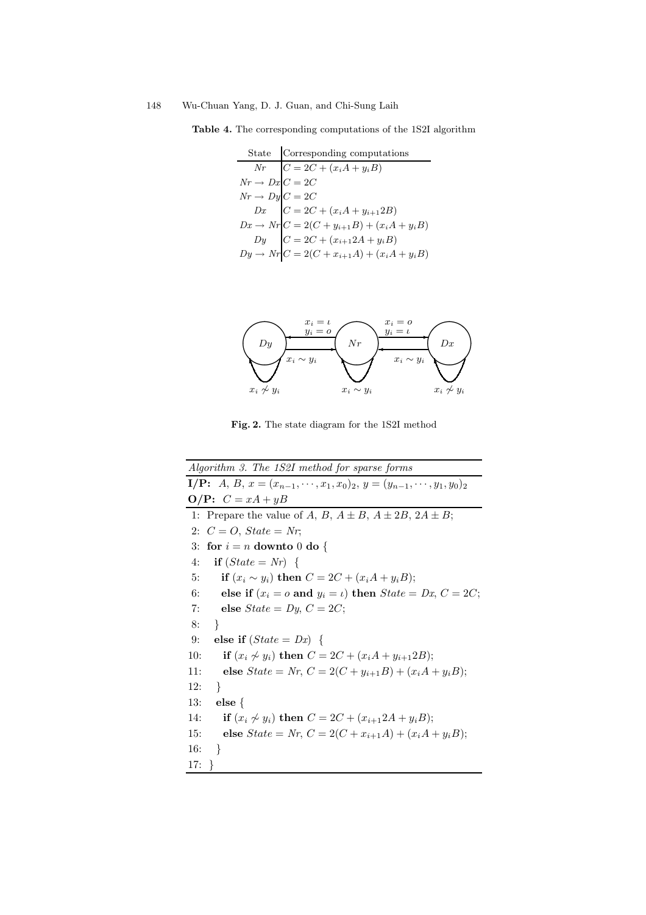**Table 4.** The corresponding computations of the 1S2I algorithm

| State | Corresponding computations |
|---|---|
| $Nr$ | $C = 2C + (x_iA + y_iB)$ |
| $Nr \rightarrow Dx$ | $C = 2C$ |
| $Nr \rightarrow Dy$ | $C = 2C$ |
| $Dx$ | $C = 2C + (x_iA + y_{i+1}2B)$ |
| $Dx \rightarrow Nr$ | $C = 2(C + y_{i+1}B) + (x_iA + y_iB)$ |
| $Dy$ | $C = 2C + (x_{i+1}2A + y_iB)$ |
| $Dy \rightarrow Nr$ | $C = 2(C + x_{i+1}A) + (x_iA + y_iB)$ |

**Fig. 2.** The state diagram for the 1S2I method

*Algorithm 3. The 1S2I method for sparse forms*

**I/P:** $A$, $B$, $x = (x_{n-1}, \cdots, x_1, x_0)_2$, $y = (y_{n-1}, \cdots, y_1, y_0)_2$

**O/P:** $C = xA + yB$

1: Prepare the value of $A$, $B$, $A \pm B$, $A \pm 2B$, $2A \pm B$;
2: $C = O$, $State = Nr$;
3: **for** $i = n$ **downto** 0 **do** {
4: &nbsp;&nbsp;**if** ($State = Nr$) {
5: &nbsp;&nbsp;&nbsp;&nbsp;**if** ($x_i \sim y_i$) **then** $C = 2C + (x_iA + y_iB)$;
6: &nbsp;&nbsp;&nbsp;&nbsp;**else if** ($x_i = o$ **and** $y_i = \iota$) **then** $State = Dx$, $C = 2C$;
7: &nbsp;&nbsp;&nbsp;&nbsp;**else** $State = Dy$, $C = 2C$;
8: &nbsp;&nbsp;}
9: &nbsp;&nbsp;**else if** ($State = Dx$) {
10: &nbsp;&nbsp;&nbsp;&nbsp;**if** ($x_i \not\sim y_i$) **then** $C = 2C + (x_iA + y_{i+1}2B)$;
11: &nbsp;&nbsp;&nbsp;&nbsp;**else** $State = Nr$, $C = 2(C + y_{i+1}B) + (x_iA + y_iB)$;
12: &nbsp;&nbsp;}
13: &nbsp;&nbsp;**else** {
14: &nbsp;&nbsp;&nbsp;&nbsp;**if** ($x_i \not\sim y_i$) **then** $C = 2C + (x_{i+1}2A + y_iB)$;
15: &nbsp;&nbsp;&nbsp;&nbsp;**else** $State = Nr$, $C = 2(C + x_{i+1}A) + (x_iA + y_iB)$;
16: &nbsp;&nbsp;}
17: }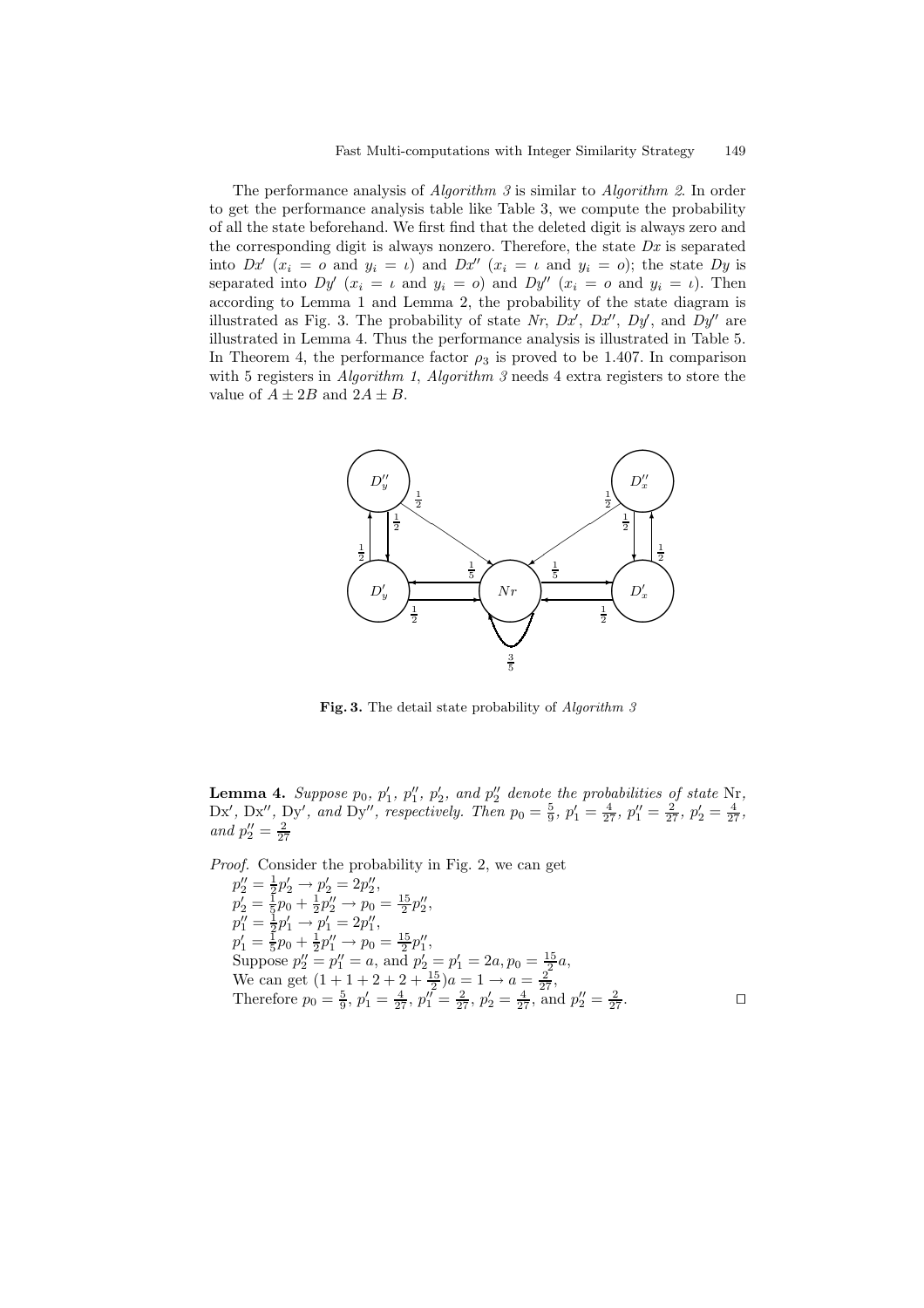The performance analysis of *Algorithm 3* is similar to *Algorithm 2*. In order to get the performance analysis table like Table 3, we compute the probability of all the state beforehand. We first find that the deleted digit is always zero and the corresponding digit is always nonzero. Therefore, the state $Dx$ is separated into $Dx'$ ($x_i = o$ and $y_i = \iota$) and $Dx''$ ($x_i = \iota$ and $y_i = o$); the state $Dy$ is separated into $Dy'$ ($x_i = \iota$ and $y_i = o$) and $Dy''$ ($x_i = o$ and $y_i = \iota$). Then according to Lemma 1 and Lemma 2, the probability of the state diagram is illustrated as Fig. 3. The probability of state $Nr$, $Dx'$, $Dx''$, $Dy'$, and $Dy''$ are illustrated in Lemma 4. Thus the performance analysis is illustrated in Table 5. In Theorem 4, the performance factor $\rho_3$ is proved to be 1.407. In comparison with 5 registers in *Algorithm 1*, *Algorithm 3* needs 4 extra registers to store the value of $A \pm 2B$ and $2A \pm B$.

**Fig. 3.** The detail state probability of *Algorithm 3*

**Lemma 4.** *Suppose $p_0$, $p_1'$, $p_1''$, $p_2'$, and $p_2''$ denote the probabilities of state* Nr*,* Dx$'$*,* Dx$''$*,* Dy$'$*, and* Dy$''$*, respectively. Then $p_0 = \frac{5}{9}$, $p_1' = \frac{4}{27}$, $p_1'' = \frac{2}{27}$, $p_2' = \frac{4}{27}$, and $p_2'' = \frac{2}{27}$*

*Proof.* Consider the probability in Fig. 2, we can get

$p_2'' = \frac{1}{2}p_2' \rightarrow p_2' = 2p_2''$,
$p_2' = \frac{1}{5}p_0 + \frac{1}{2}p_2'' \rightarrow p_0 = \frac{15}{2}p_2''$,
$p_1'' = \frac{1}{2}p_1' \rightarrow p_1' = 2p_1''$,
$p_1' = \frac{1}{5}p_0 + \frac{1}{2}p_1'' \rightarrow p_0 = \frac{15}{2}p_1''$,
Suppose $p_2'' = p_1'' = a$, and $p_2' = p_1' = 2a, p_0 = \frac{15}{2}a$,
We can get $(1 + 1 + 2 + 2 + \frac{15}{2})a = 1 \rightarrow a = \frac{2}{27}$,
Therefore $p_0 = \frac{5}{9}$, $p_1' = \frac{4}{27}$, $p_1'' = \frac{2}{27}$, $p_2' = \frac{4}{27}$, and $p_2'' = \frac{2}{27}$. □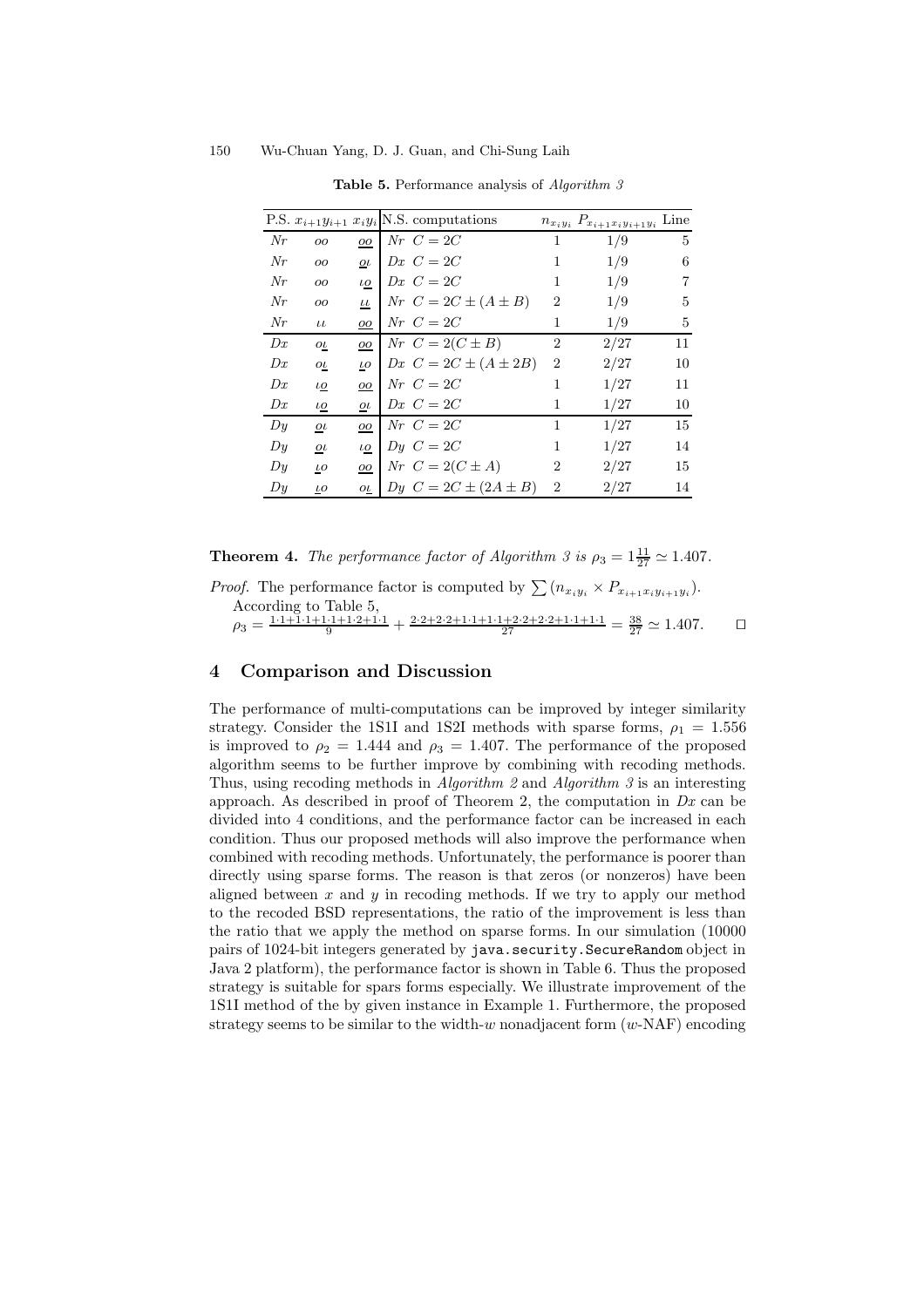**Table 5.** Performance analysis of *Algorithm 3*

| P.S. | $x_{i+1}y_{i+1}$ | $x_iy_i$ | N.S. computations | $n_{x_iy_i}$ | $P_{x_{i+1}x_iy_{i+1}y_i}$ | Line |
|---|---|---|---|---|---|---|
| $Nr$ | $oo$ | $\underline{oo}$ | $Nr\ \ C = 2C$ | 1 | 1/9 | 5 |
| $Nr$ | $oo$ | $\underline{o\iota}$ | $Dx\ \ C = 2C$ | 1 | 1/9 | 6 |
| $Nr$ | $oo$ | $\underline{\iota o}$ | $Dx\ \ C = 2C$ | 1 | 1/9 | 7 |
| $Nr$ | $oo$ | $\underline{\iota\iota}$ | $Nr\ \ C = 2C \pm (A \pm B)$ | 2 | 1/9 | 5 |
| $Nr$ | $\iota\iota$ | $\underline{oo}$ | $Nr\ \ C = 2C$ | 1 | 1/9 | 5 |
| $Dx$ | $o\underline{\iota}$ | $\underline{oo}$ | $Nr\ \ C = 2(C \pm B)$ | 2 | 2/27 | 11 |
| $Dx$ | $o\underline{\iota}$ | $\underline{\iota}o$ | $Dx\ \ C = 2C \pm (A \pm 2B)$ | 2 | 2/27 | 10 |
| $Dx$ | $\iota\underline{o}$ | $\underline{oo}$ | $Nr\ \ C = 2C$ | 1 | 1/27 | 11 |
| $Dx$ | $\iota\underline{o}$ | $\underline{o}\iota$ | $Dx\ \ C = 2C$ | 1 | 1/27 | 10 |
| $Dy$ | $\underline{o}\iota$ | $\underline{oo}$ | $Nr\ \ C = 2C$ | 1 | 1/27 | 15 |
| $Dy$ | $\underline{o}\iota$ | $\iota\underline{o}$ | $Dy\ \ C = 2C$ | 1 | 1/27 | 14 |
| $Dy$ | $\underline{\iota}o$ | $\underline{oo}$ | $Nr\ \ C = 2(C \pm A)$ | 2 | 2/27 | 15 |
| $Dy$ | $\underline{\iota}o$ | $o\underline{\iota}$ | $Dy\ \ C = 2C \pm (2A \pm B)$ | 2 | 2/27 | 14 |

**Theorem 4.** *The performance factor of Algorithm 3 is* $\rho_3 = 1\frac{11}{27} \simeq 1.407$.

*Proof.* The performance factor is computed by $\sum(n_{x_iy_i} \times P_{x_{i+1}x_iy_{i+1}y_i})$.
According to Table 5,
$\rho_3 = \frac{1\cdot1+1\cdot1+1\cdot1+1\cdot2+1\cdot1}{9} + \frac{2\cdot2+2\cdot2+1\cdot1+1\cdot1+2\cdot2+2\cdot2+1\cdot1+1\cdot1}{27} = \frac{38}{27} \simeq 1.407$. $\square$

## 4 Comparison and Discussion

The performance of multi-computations can be improved by integer similarity strategy. Consider the 1S1I and 1S2I methods with sparse forms, $\rho_1 = 1.556$ is improved to $\rho_2 = 1.444$ and $\rho_3 = 1.407$. The performance of the proposed algorithm seems to be further improve by combining with recoding methods. Thus, using recoding methods in *Algorithm 2* and *Algorithm 3* is an interesting approach. As described in proof of Theorem 2, the computation in $Dx$ can be divided into 4 conditions, and the performance factor can be increased in each condition. Thus our proposed methods will also improve the performance when combined with recoding methods. Unfortunately, the performance is poorer than directly using sparse forms. The reason is that zeros (or nonzeros) have been aligned between $x$ and $y$ in recoding methods. If we try to apply our method to the recoded BSD representations, the ratio of the improvement is less than the ratio that we apply the method on sparse forms. In our simulation (10000 pairs of 1024-bit integers generated by `java.security.SecureRandom` object in Java 2 platform), the performance factor is shown in Table 6. Thus the proposed strategy is suitable for spars forms especially. We illustrate improvement of the 1S1I method of the by given instance in Example 1. Furthermore, the proposed strategy seems to be similar to the width-$w$ nonadjacent form ($w$-NAF) encoding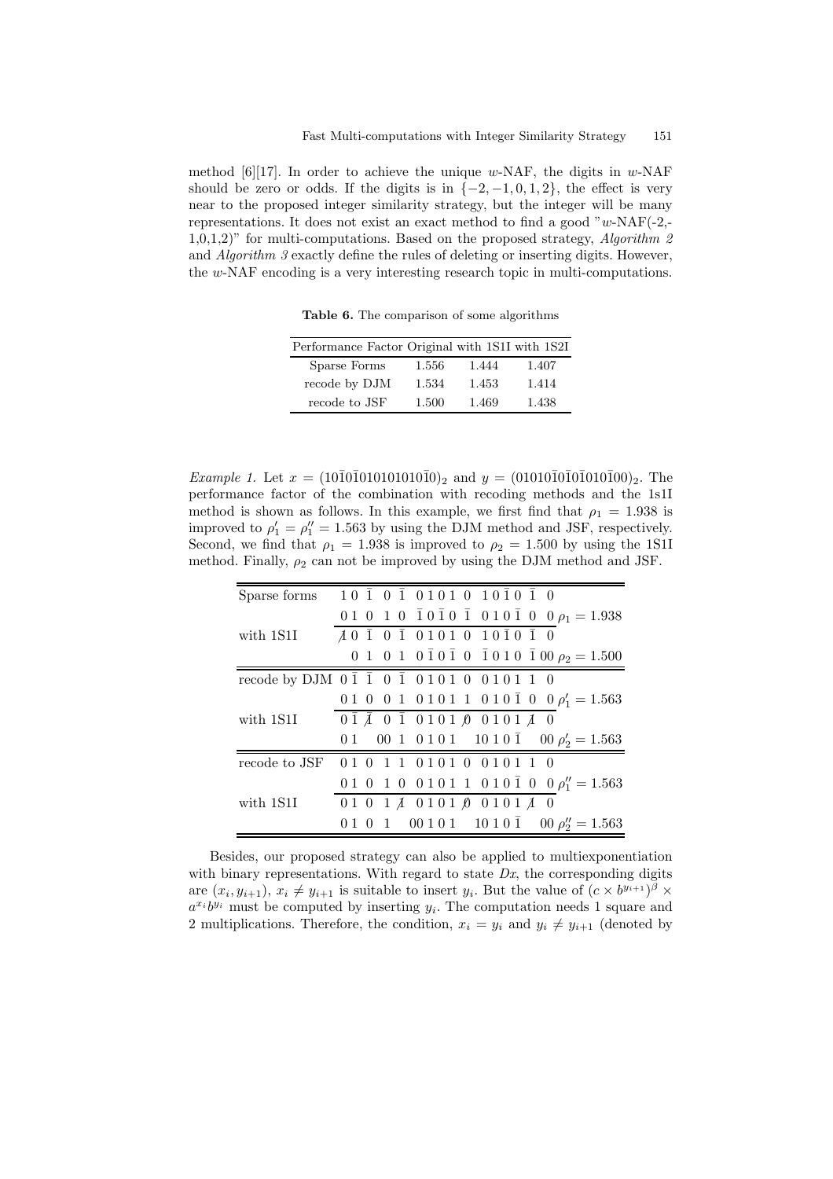method [6][17]. In order to achieve the unique $w$-NAF, the digits in $w$-NAF should be zero or odds. If the digits is in $\{-2,-1,0,1,2\}$, the effect is very near to the proposed integer similarity strategy, but the integer will be many representations. It does not exist an exact method to find a good "$w$-NAF(-2,-1,0,1,2)" for multi-computations. Based on the proposed strategy, *Algorithm 2* and *Algorithm 3* exactly define the rules of deleting or inserting digits. However, the $w$-NAF encoding is a very interesting research topic in multi-computations.

**Table 6.** The comparison of some algorithms

| Performance Factor | Original | with 1S1I | with 1S2I |
|---|---|---|---|
| Sparse Forms | 1.556 | 1.444 | 1.407 |
| recode by DJM | 1.534 | 1.453 | 1.414 |
| recode to JSF | 1.500 | 1.469 | 1.438 |

*Example 1.* Let $x = (10\bar{1}0\bar{1}010101010\bar{1}0)_2$ and $y = (01010\bar{1}0\bar{1}0\bar{1}010\bar{1}00)_2$. The performance factor of the combination with recoding methods and the 1s1I method is shown as follows. In this example, we first find that $\rho_1 = 1.938$ is improved to $\rho_1' = \rho_1'' = 1.563$ by using the DJM method and JSF, respectively. Second, we find that $\rho_1 = 1.938$ is improved to $\rho_2 = 1.500$ by using the 1S1I method. Finally, $\rho_2$ can not be improved by using the DJM method and JSF.

| | | |
|---|---|---|
| Sparse forms | $1\,0\,\bar{1}\,\,0\,\bar{1}\,\,0\,1\,0\,1\,0\,\,1\,0\,\bar{1}\,0\,\bar{1}\,\,0$ | |
| | $0\,1\,0\,\,1\,0\,\,\bar{1}\,0\,\bar{1}\,0\,\bar{1}\,\,0\,1\,0\,\bar{1}\,0\,\,0$ | $\rho_1 = 1.938$ |
| with 1S1I | $\not{1}\,0\,\bar{1}\,\,0\,\bar{1}\,\,0\,1\,0\,1\,0\,\,1\,0\,\bar{1}\,0\,\bar{1}\,\,0$ | |
| | $0\,1\,\,0\,1\,\,0\,\bar{1}\,0\,\bar{1}\,0\,\,\bar{1}\,0\,1\,0\,\,\bar{1}\,00$ | $\rho_2 = 1.500$ |
| recode by DJM | $0\,\bar{1}\,\,\bar{1}\,\,0\,\bar{1}\,\,0\,1\,0\,1\,0\,\,0\,1\,0\,1\,1\,\,0$ | |
| | $0\,1\,0\,\,0\,1\,\,0\,1\,0\,1\,1\,\,0\,1\,0\,\bar{1}\,0\,\,0$ | $\rho_1' = 1.563$ |
| with 1S1I | $0\,\bar{1}\,\,\not{\bar{1}}\,\,0\,\bar{1}\,\,0\,1\,0\,1\,\not{0}\,\,0\,1\,0\,1\,\not{1}\,\,0$ | |
| | $0\,1\,\,\,00\,1\,\,0\,1\,0\,1\,\,\,10\,1\,0\,\bar{1}\,\,\,00$ | $\rho_2' = 1.563$ |
| recode to JSF | $0\,1\,0\,\,1\,1\,\,0\,1\,0\,1\,0\,\,0\,1\,0\,1\,1\,\,0$ | |
| | $0\,1\,0\,\,1\,0\,\,0\,1\,0\,1\,1\,\,0\,1\,0\,\bar{1}\,0\,\,0$ | $\rho_1'' = 1.563$ |
| with 1S1I | $0\,1\,0\,\,1\,\not{1}\,\,0\,1\,0\,1\,\not{0}\,\,0\,1\,0\,1\,\not{1}\,\,0$ | |
| | $0\,1\,0\,\,1\,\,\,00\,1\,0\,1\,\,\,10\,1\,0\,\bar{1}\,\,\,00$ | $\rho_2'' = 1.563$ |

Besides, our proposed strategy can also be applied to multiexponentiation with binary representations. With regard to state $Dx$, the corresponding digits are $(x_i, y_{i+1})$, $x_i \neq y_{i+1}$ is suitable to insert $y_i$. But the value of $(c \times b^{y_{i+1}})^{\beta} \times a^{x_i} b^{y_i}$ must be computed by inserting $y_i$. The computation needs 1 square and 2 multiplications. Therefore, the condition, $x_i = y_i$ and $y_i \neq y_{i+1}$ (denoted by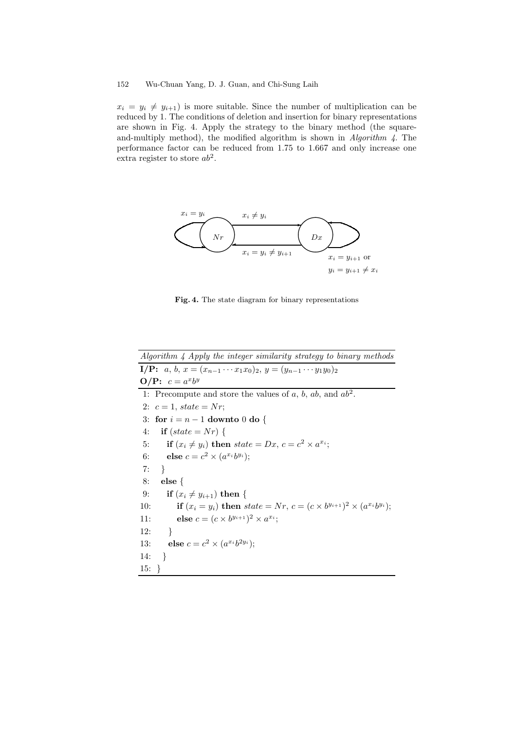$x_i = y_i \neq y_{i+1}$) is more suitable. Since the number of multiplication can be reduced by 1. The conditions of deletion and insertion for binary representations are shown in Fig. 4. Apply the strategy to the binary method (the square-and-multiply method), the modified algorithm is shown in *Algorithm 4*. The performance factor can be reduced from 1.75 to 1.667 and only increase one extra register to store $ab^2$.

**Fig. 4.** The state diagram for binary representations

*Algorithm 4 Apply the integer similarity strategy to binary methods*

**I/P:** $a$, $b$, $x = (x_{n-1} \cdots x_1 x_0)_2$, $y = (y_{n-1} \cdots y_1 y_0)_2$

**O/P:** $c = a^x b^y$

```
1: Precompute and store the values of a, b, ab, and ab^2.
2: c = 1, state = Nr;
3: for i = n − 1 downto 0 do {
4:   if (state = Nr) {
5:     if (x_i ≠ y_i) then state = Dx, c = c^2 × a^{x_i};
6:     else c = c^2 × (a^{x_i} b^{y_i});
7:   }
8:   else {
9:     if (x_i ≠ y_{i+1}) then {
10:        if (x_i = y_i) then state = Nr, c = (c × b^{y_{i+1}})^2 × (a^{x_i} b^{y_i});
11:        else c = (c × b^{y_{i+1}})^2 × a^{x_i};
12:    }
13:    else c = c^2 × (a^{x_i} b^{2y_i});
14:  }
15: }
```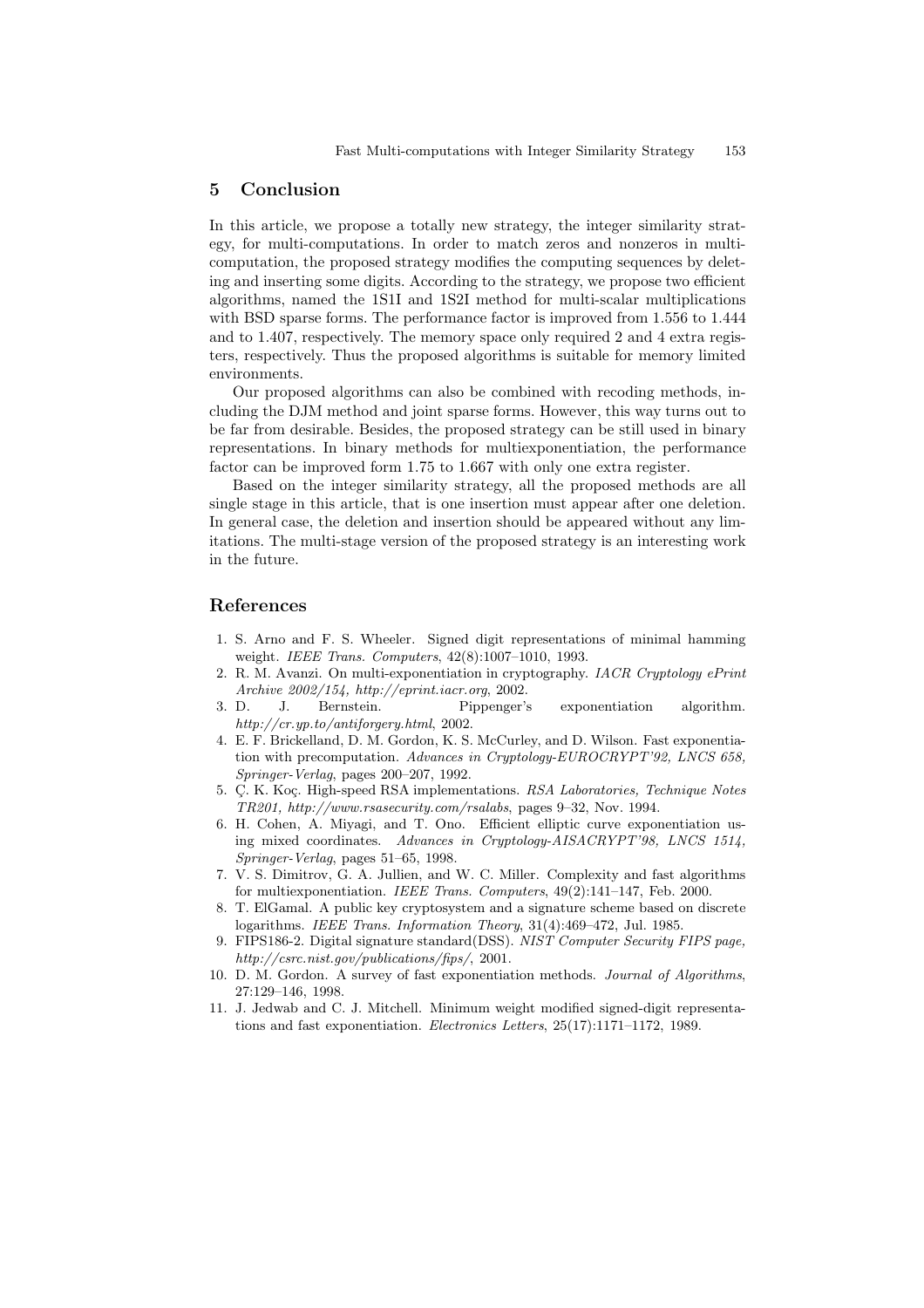## 5 Conclusion

In this article, we propose a totally new strategy, the integer similarity strategy, for multi-computations. In order to match zeros and nonzeros in multi-computation, the proposed strategy modifies the computing sequences by deleting and inserting some digits. According to the strategy, we propose two efficient algorithms, named the 1S1I and 1S2I method for multi-scalar multiplications with BSD sparse forms. The performance factor is improved from 1.556 to 1.444 and to 1.407, respectively. The memory space only required 2 and 4 extra registers, respectively. Thus the proposed algorithms is suitable for memory limited environments.

Our proposed algorithms can also be combined with recoding methods, including the DJM method and joint sparse forms. However, this way turns out to be far from desirable. Besides, the proposed strategy can be still used in binary representations. In binary methods for multiexponentiation, the performance factor can be improved form 1.75 to 1.667 with only one extra register.

Based on the integer similarity strategy, all the proposed methods are all single stage in this article, that is one insertion must appear after one deletion. In general case, the deletion and insertion should be appeared without any limitations. The multi-stage version of the proposed strategy is an interesting work in the future.

## References

1. S. Arno and F. S. Wheeler. Signed digit representations of minimal hamming weight. *IEEE Trans. Computers*, 42(8):1007–1010, 1993.
2. R. M. Avanzi. On multi-exponentiation in cryptography. *IACR Cryptology ePrint Archive 2002/154, http://eprint.iacr.org*, 2002.
3. D. J. Bernstein. Pippenger's exponentiation algorithm. *http://cr.yp.to/antiforgery.html*, 2002.
4. E. F. Brickelland, D. M. Gordon, K. S. McCurley, and D. Wilson. Fast exponentiation with precomputation. *Advances in Cryptology-EUROCRYPT'92, LNCS 658, Springer-Verlag*, pages 200–207, 1992.
5. Ç. K. Koç. High-speed RSA implementations. *RSA Laboratories, Technique Notes TR201, http://www.rsasecurity.com/rsalabs*, pages 9–32, Nov. 1994.
6. H. Cohen, A. Miyagi, and T. Ono. Efficient elliptic curve exponentiation using mixed coordinates. *Advances in Cryptology-AISACRYPT'98, LNCS 1514, Springer-Verlag*, pages 51–65, 1998.
7. V. S. Dimitrov, G. A. Jullien, and W. C. Miller. Complexity and fast algorithms for multiexponentiation. *IEEE Trans. Computers*, 49(2):141–147, Feb. 2000.
8. T. ElGamal. A public key cryptosystem and a signature scheme based on discrete logarithms. *IEEE Trans. Information Theory*, 31(4):469–472, Jul. 1985.
9. FIPS186-2. Digital signature standard(DSS). *NIST Computer Security FIPS page, http://csrc.nist.gov/publications/fips/*, 2001.
10. D. M. Gordon. A survey of fast exponentiation methods. *Journal of Algorithms*, 27:129–146, 1998.
11. J. Jedwab and C. J. Mitchell. Minimum weight modified signed-digit representations and fast exponentiation. *Electronics Letters*, 25(17):1171–1172, 1989.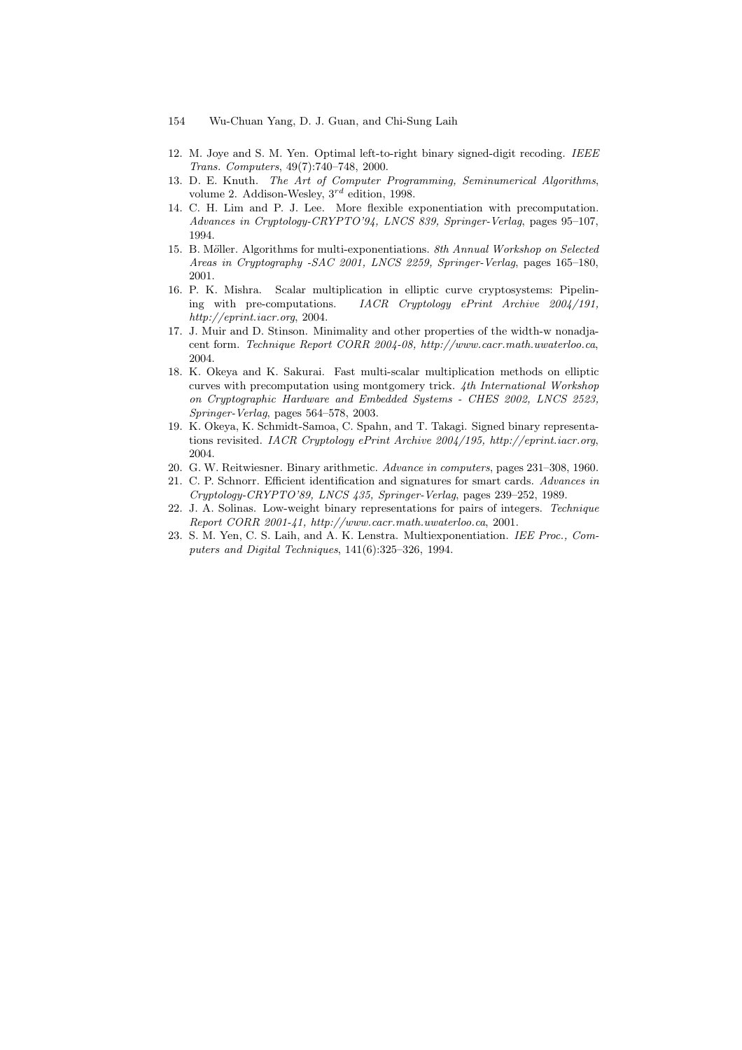12. M. Joye and S. M. Yen. Optimal left-to-right binary signed-digit recoding. *IEEE Trans. Computers*, 49(7):740–748, 2000.
13. D. E. Knuth. *The Art of Computer Programming, Seminumerical Algorithms*, volume 2. Addison-Wesley, $3^{rd}$ edition, 1998.
14. C. H. Lim and P. J. Lee. More flexible exponentiation with precomputation. *Advances in Cryptology-CRYPTO'94, LNCS 839, Springer-Verlag*, pages 95–107, 1994.
15. B. Möller. Algorithms for multi-exponentiations. *8th Annual Workshop on Selected Areas in Cryptography -SAC 2001, LNCS 2259, Springer-Verlag*, pages 165–180, 2001.
16. P. K. Mishra. Scalar multiplication in elliptic curve cryptosystems: Pipelining with pre-computations. *IACR Cryptology ePrint Archive 2004/191, http://eprint.iacr.org*, 2004.
17. J. Muir and D. Stinson. Minimality and other properties of the width-w nonadjacent form. *Technique Report CORR 2004-08, http://www.cacr.math.uwaterloo.ca*, 2004.
18. K. Okeya and K. Sakurai. Fast multi-scalar multiplication methods on elliptic curves with precomputation using montgomery trick. *4th International Workshop on Cryptographic Hardware and Embedded Systems - CHES 2002, LNCS 2523, Springer-Verlag*, pages 564–578, 2003.
19. K. Okeya, K. Schmidt-Samoa, C. Spahn, and T. Takagi. Signed binary representations revisited. *IACR Cryptology ePrint Archive 2004/195, http://eprint.iacr.org*, 2004.
20. G. W. Reitwiesner. Binary arithmetic. *Advance in computers*, pages 231–308, 1960.
21. C. P. Schnorr. Efficient identification and signatures for smart cards. *Advances in Cryptology-CRYPTO'89, LNCS 435, Springer-Verlag*, pages 239–252, 1989.
22. J. A. Solinas. Low-weight binary representations for pairs of integers. *Technique Report CORR 2001-41, http://www.cacr.math.uwaterloo.ca*, 2001.
23. S. M. Yen, C. S. Laih, and A. K. Lenstra. Multiexponentiation. *IEE Proc., Computers and Digital Techniques*, 141(6):325–326, 1994.